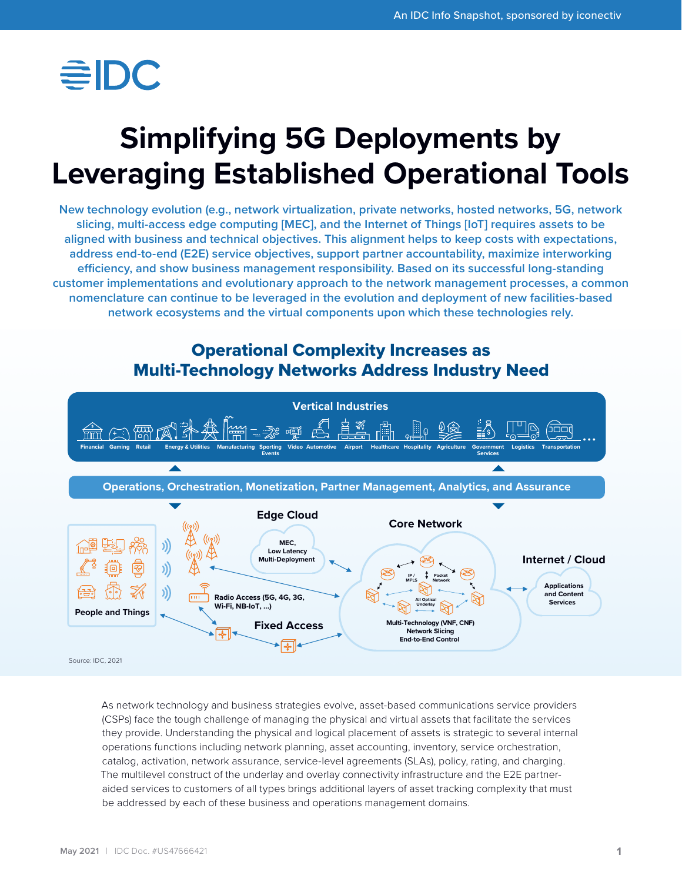# Simplifying 5G Deployments by Leveraging Established Operational Tools

New technology evolution (e.g., network virtualization, private networks, hosted networks, 5G, network slicing, multi-access edge computing [MEC], and the Internet of Things [IoT] requires assets to be aligned with business and technical objectives. This alignment helps to keep costs with expectations, address end-to-end (E2E) service objectives, support partner accountability, maximize interworking efficiency, and show business management responsibility. Based on its successful long-standing customer implementations and evolutionary approach to the network management processes, a common nomenclature can continue to be leveraged in the evolution and deployment of new facilities-based network ecosystems and the virtual components upon which these technologies rely.

## Operational Complexity Increases as Multi-Technology Networks Address Industry Need

Vertical Industries

Financial, Gaming, Retail, Energy & Utilities, Manufacturing, Sporting Events, Video, Automotive, Airport, Healthcare, Hospitality, Agriculture, Government Services, Logistics, Transportation ...

Operations, Orchestration, Monetization, Partner Management, Analytics, and Assurance

People and Things

Edge Cloud: MEC, Low Latency Multi-Deployment

Radio Access (5G, 4G, 3G, Wi-Fi, NB-IoT, ...)

Fixed Access

Core Network: IP / MPLS, Packet Network, All Optical Underlay; Multi-Technology (VNF, CNF), Network Slicing, End-to-End Control

Internet / Cloud: Applications and Content Services

Source: IDC, 2021

As network technology and business strategies evolve, asset-based communications service providers (CSPs) face the tough challenge of managing the physical and virtual assets that facilitate the services they provide. Understanding the physical and logical placement of assets is strategic to several internal operations functions including network planning, asset accounting, inventory, service orchestration, catalog, activation, network assurance, service-level agreements (SLAs), policy, rating, and charging. The multilevel construct of the underlay and overlay connectivity infrastructure and the E2E partner-aided services to customers of all types brings additional layers of asset tracking complexity that must be addressed by each of these business and operations management domains.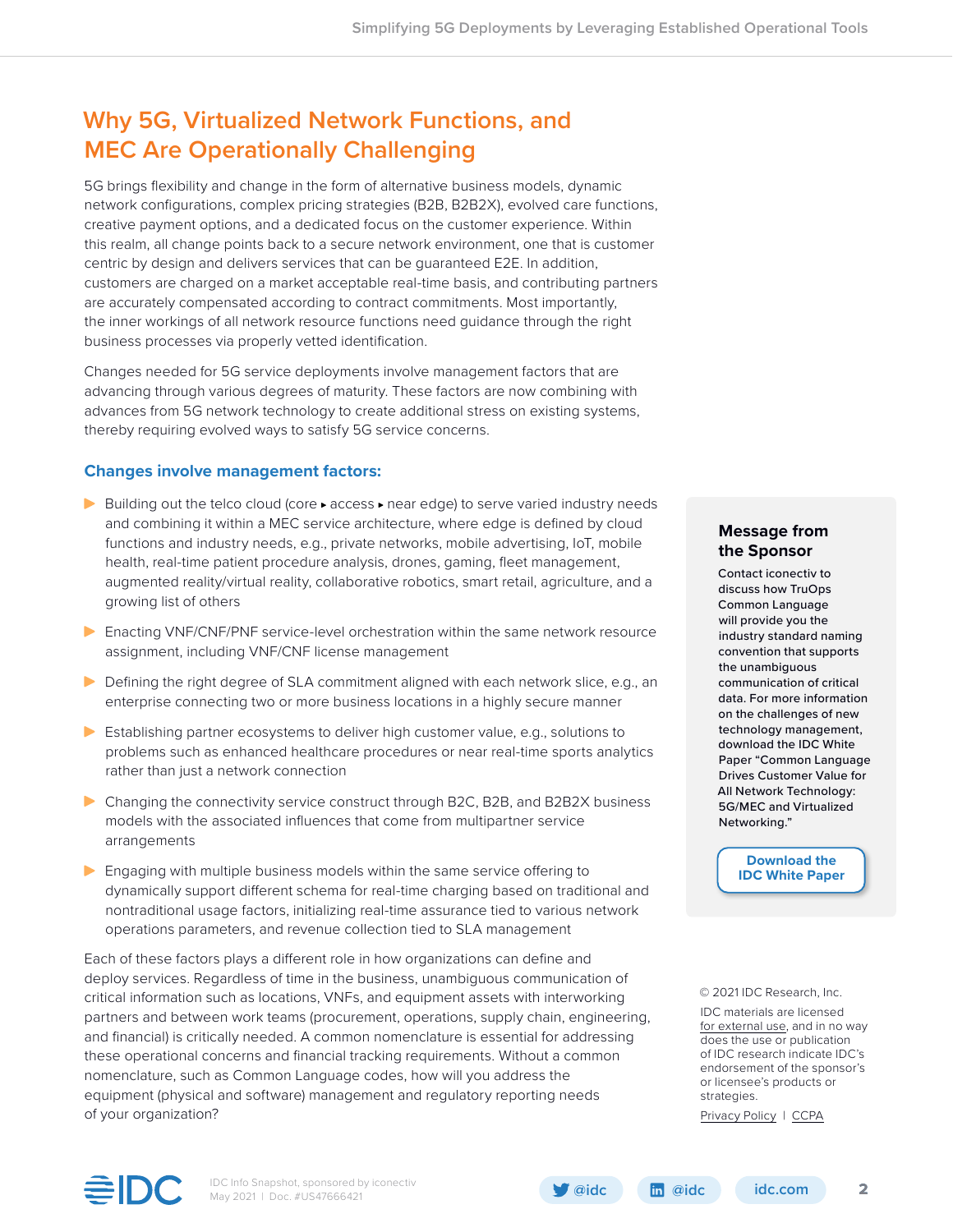## Why 5G, Virtualized Network Functions, and MEC Are Operationally Challenging

5G brings flexibility and change in the form of alternative business models, dynamic network configurations, complex pricing strategies (B2B, B2B2X), evolved care functions, creative payment options, and a dedicated focus on the customer experience. Within this realm, all change points back to a secure network environment, one that is customer centric by design and delivers services that can be guaranteed E2E. In addition, customers are charged on a market acceptable real-time basis, and contributing partners are accurately compensated according to contract commitments. Most importantly, the inner workings of all network resource functions need guidance through the right business processes via properly vetted identification.

Changes needed for 5G service deployments involve management factors that are advancing through various degrees of maturity. These factors are now combining with advances from 5G network technology to create additional stress on existing systems, thereby requiring evolved ways to satisfy 5G service concerns.

### Changes involve management factors:

- Building out the telco cloud (core ▸ access ▸ near edge) to serve varied industry needs and combining it within a MEC service architecture, where edge is defined by cloud functions and industry needs, e.g., private networks, mobile advertising, IoT, mobile health, real-time patient procedure analysis, drones, gaming, fleet management, augmented reality/virtual reality, collaborative robotics, smart retail, agriculture, and a growing list of others
- Enacting VNF/CNF/PNF service-level orchestration within the same network resource assignment, including VNF/CNF license management
- Defining the right degree of SLA commitment aligned with each network slice, e.g., an enterprise connecting two or more business locations in a highly secure manner
- Establishing partner ecosystems to deliver high customer value, e.g., solutions to problems such as enhanced healthcare procedures or near real-time sports analytics rather than just a network connection
- Changing the connectivity service construct through B2C, B2B, and B2B2X business models with the associated influences that come from multipartner service arrangements
- Engaging with multiple business models within the same service offering to dynamically support different schema for real-time charging based on traditional and nontraditional usage factors, initializing real-time assurance tied to various network operations parameters, and revenue collection tied to SLA management

Each of these factors plays a different role in how organizations can define and deploy services. Regardless of time in the business, unambiguous communication of critical information such as locations, VNFs, and equipment assets with interworking partners and between work teams (procurement, operations, supply chain, engineering, and financial) is critically needed. A common nomenclature is essential for addressing these operational concerns and financial tracking requirements. Without a common nomenclature, such as Common Language codes, how will you address the equipment (physical and software) management and regulatory reporting needs of your organization?

### Message from the Sponsor

Contact iconectiv to discuss how TruOps Common Language will provide you the industry standard naming convention that supports the unambiguous communication of critical data. For more information on the challenges of new technology management, download the IDC White Paper "Common Language Drives Customer Value for All Network Technology: 5G/MEC and Virtualized Networking."

Download the IDC White Paper

© 2021 IDC Research, Inc.

IDC materials are licensed for external use, and in no way does the use or publication of IDC research indicate IDC's endorsement of the sponsor's or licensee's products or strategies.

Privacy Policy | CCPA

IDC Info Snapshot, sponsored by iconectiv
May 2021 | Doc. #US47666421

@idc | @idc | idc.com